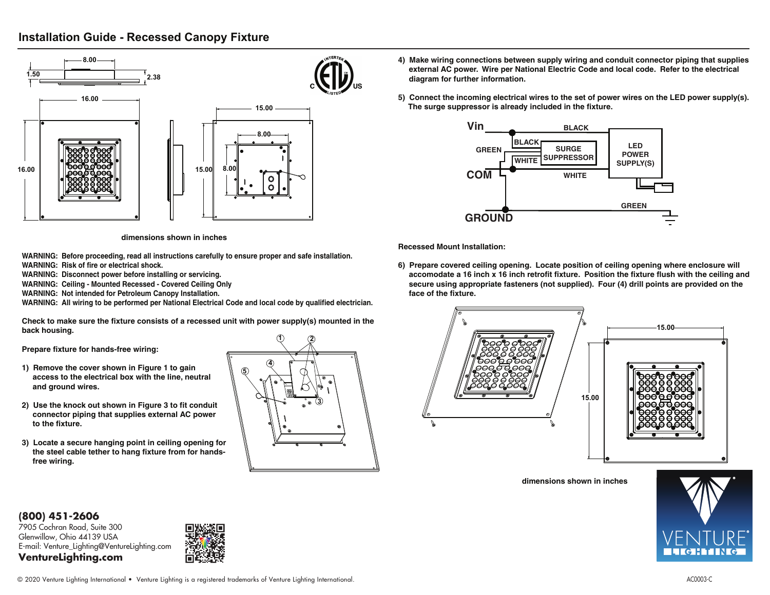# Installation Guide - Recessed Canopy Fixture

dimensions shown in inches

**WARNING: Before proceeding, read all instructions carefully to ensure proper and safe installation.**
**WARNING: Risk of fire or electrical shock.**
**WARNING: Disconnect power before installing or servicing.**
**WARNING: Ceiling - Mounted Recessed - Covered Ceiling Only**
**WARNING: Not intended for Petroleum Canopy Installation.**
**WARNING: All wiring to be performed per National Electrical Code and local code by qualified electrician.**

**Check to make sure the fixture consists of a recessed unit with power supply(s) mounted in the back housing.**

**Prepare fixture for hands-free wiring:**

1) **Remove the cover shown in Figure 1 to gain access to the electrical box with the line, neutral and ground wires.**

2) **Use the knock out shown in Figure 3 to fit conduit connector piping that supplies external AC power to the fixture.**

3) **Locate a secure hanging point in ceiling opening for the steel cable tether to hang fixture from for hands-free wiring.**

4) **Make wiring connections between supply wiring and conduit connector piping that supplies external AC power. Wire per National Electric Code and local code. Refer to the electrical diagram for further information.**

5) **Connect the incoming electrical wires to the set of power wires on the LED power supply(s). The surge suppressor is already included in the fixture.**

**Recessed Mount Installation:**

6) **Prepare covered ceiling opening. Locate position of ceiling opening where enclosure will accomodate a 16 inch x 16 inch retrofit fixture. Position the fixture flush with the ceiling and secure using appropriate fasteners (not supplied). Four (4) drill points are provided on the face of the fixture.**

dimensions shown in inches

**(800) 451-2606**
7905 Cochran Road, Suite 300
Glenwillow, Ohio 44139 USA
E-mail: Venture_Lighting@VentureLighting.com
**VentureLighting.com**

© 2020 Venture Lighting International • Venture Lighting is a registered trademarks of Venture Lighting International.

AC0003-C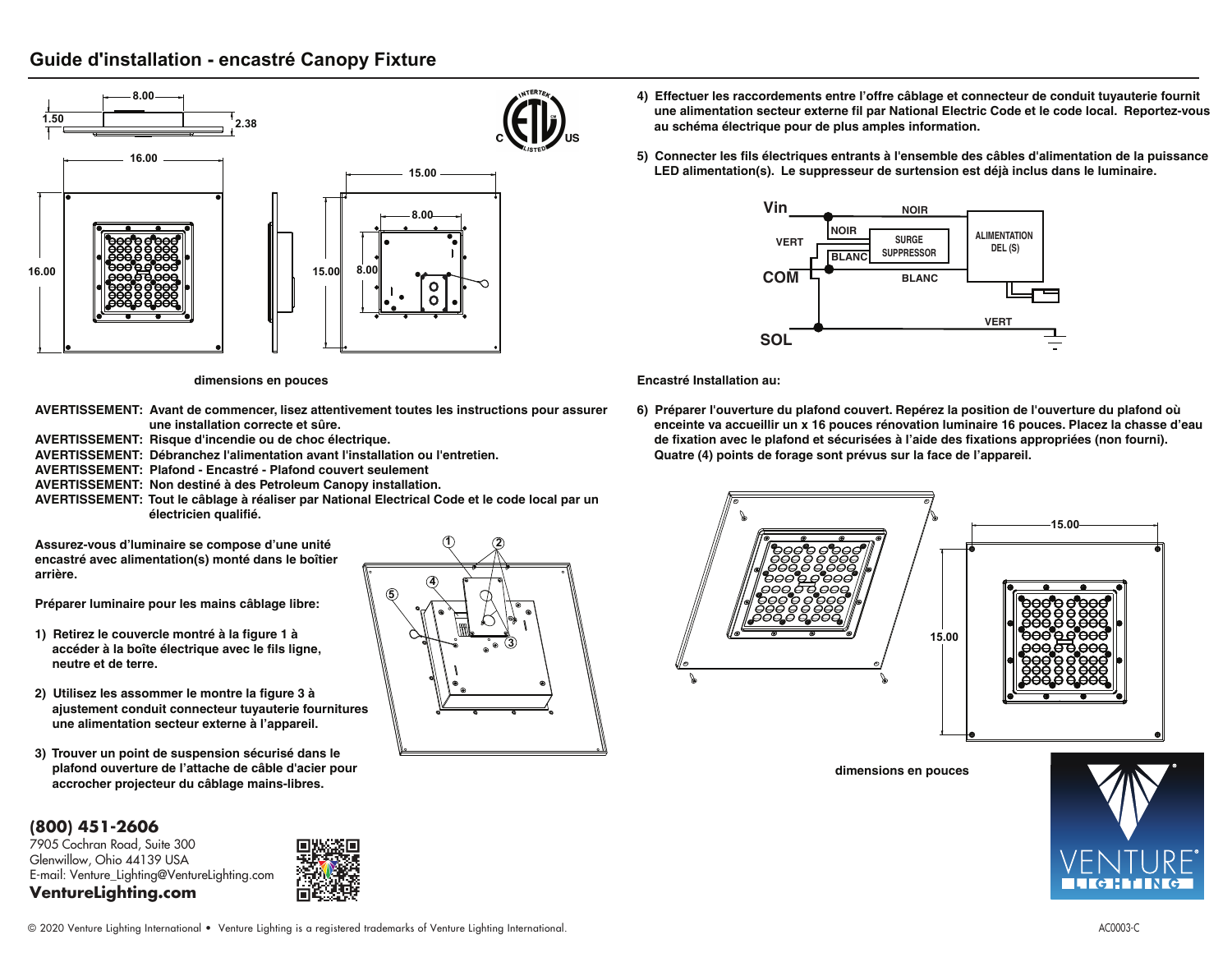# Guide d'installation - encastré Canopy Fixture

8.00
1.50
2.38
16.00
16.00
15.00
15.00
8.00
8.00

dimensions en pouces

AVERTISSEMENT: Avant de commencer, lisez attentivement toutes les instructions pour assurer une installation correcte et sûre.
AVERTISSEMENT: Risque d'incendie ou de choc électrique.
AVERTISSEMENT: Débranchez l'alimentation avant l'installation ou l'entretien.
AVERTISSEMENT: Plafond - Encastré - Plafond couvert seulement
AVERTISSEMENT: Non destiné à des Petroleum Canopy installation.
AVERTISSEMENT: Tout le câblage à réaliser par National Electrical Code et le code local par un électricien qualifié.

Assurez-vous d'luminaire se compose d'une unité encastré avec alimentation(s) monté dans le boîtier arrière.

Préparer luminaire pour les mains câblage libre:

1) Retirez le couvercle montré à la figure 1 à accéder à la boîte électrique avec le fils ligne, neutre et de terre.

2) Utilisez les assommer le montre la figure 3 à ajustement conduit connecteur tuyauterie fournitures une alimentation secteur externe à l'appareil.

3) Trouver un point de suspension sécurisé dans le plafond ouverture de l'attache de câble d'acier pour accrocher projecteur du câblage mains-libres.

4) Effectuer les raccordements entre l'offre câblage et connecteur de conduit tuyauterie fournit une alimentation secteur externe fil par National Electric Code et le code local. Reportez-vous au schéma électrique pour de plus amples information.

5) Connecter les fils électriques entrants à l'ensemble des câbles d'alimentation de la puissance LED alimentation(s). Le suppresseur de surtension est déjà inclus dans le luminaire.

Vin
NOIR
NOIR
VERT
SURGE SUPPRESSOR
ALIMENTATION DEL (S)
BLANC
COM
BLANC
VERT
SOL

Encastré Installation au:

6) Préparer l'ouverture du plafond couvert. Repérez la position de l'ouverture du plafond où enceinte va accueillir un x 16 pouces rénovation luminaire 16 pouces. Placez la chasse d'eau de fixation avec le plafond et sécurisées à l'aide des fixations appropriées (non fourni). Quatre (4) points de forage sont prévus sur la face de l'appareil.

15.00
15.00

dimensions en pouces

**(800) 451-2606**
7905 Cochran Road, Suite 300
Glenwillow, Ohio 44139 USA
E-mail: Venture_Lighting@VentureLighting.com
**VentureLighting.com**

© 2020 Venture Lighting International • Venture Lighting is a registered trademarks of Venture Lighting International.

AC0003-C